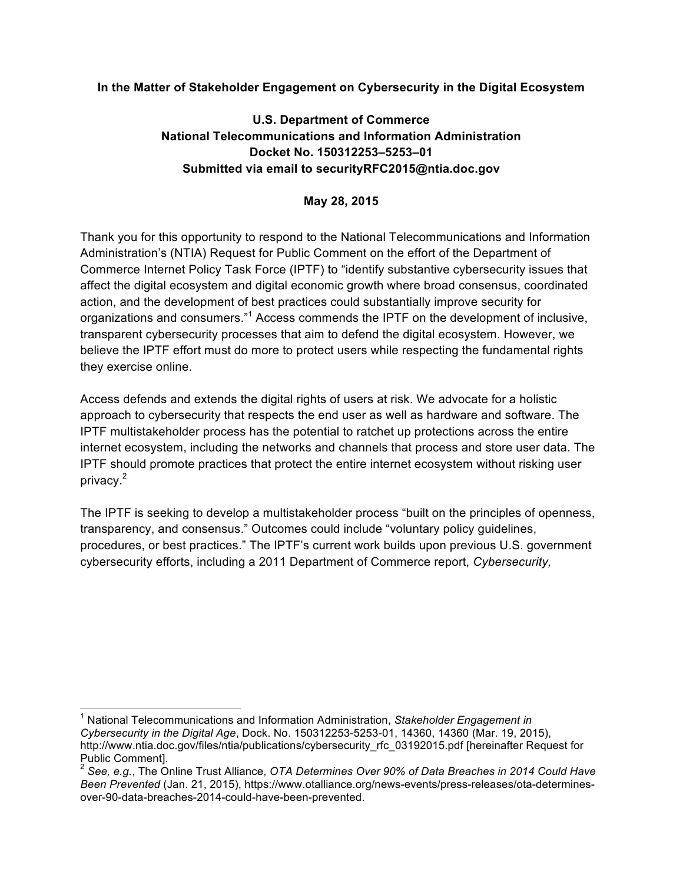**In the Matter of Stakeholder Engagement on Cybersecurity in the Digital Ecosystem**

**U.S. Department of Commerce**
**National Telecommunications and Information Administration**
**Docket No. 150312253–5253–01**
**Submitted via email to securityRFC2015@ntia.doc.gov**

**May 28, 2015**

Thank you for this opportunity to respond to the National Telecommunications and Information Administration's (NTIA) Request for Public Comment on the effort of the Department of Commerce Internet Policy Task Force (IPTF) to "identify substantive cybersecurity issues that affect the digital ecosystem and digital economic growth where broad consensus, coordinated action, and the development of best practices could substantially improve security for organizations and consumers."[1] Access commends the IPTF on the development of inclusive, transparent cybersecurity processes that aim to defend the digital ecosystem. However, we believe the IPTF effort must do more to protect users while respecting the fundamental rights they exercise online.

Access defends and extends the digital rights of users at risk. We advocate for a holistic approach to cybersecurity that respects the end user as well as hardware and software. The IPTF multistakeholder process has the potential to ratchet up protections across the entire internet ecosystem, including the networks and channels that process and store user data. The IPTF should promote practices that protect the entire internet ecosystem without risking user privacy.[2]

The IPTF is seeking to develop a multistakeholder process "built on the principles of openness, transparency, and consensus." Outcomes could include "voluntary policy guidelines, procedures, or best practices." The IPTF's current work builds upon previous U.S. government cybersecurity efforts, including a 2011 Department of Commerce report, *Cybersecurity,*

---

[1] National Telecommunications and Information Administration, *Stakeholder Engagement in Cybersecurity in the Digital Age*, Dock. No. 150312253-5253-01, 14360, 14360 (Mar. 19, 2015), http://www.ntia.doc.gov/files/ntia/publications/cybersecurity_rfc_03192015.pdf [hereinafter Request for Public Comment].

[2] *See, e.g.*, The Online Trust Alliance, *OTA Determines Over 90% of Data Breaches in 2014 Could Have Been Prevented* (Jan. 21, 2015), https://www.otalliance.org/news-events/press-releases/ota-determines-over-90-data-breaches-2014-could-have-been-prevented.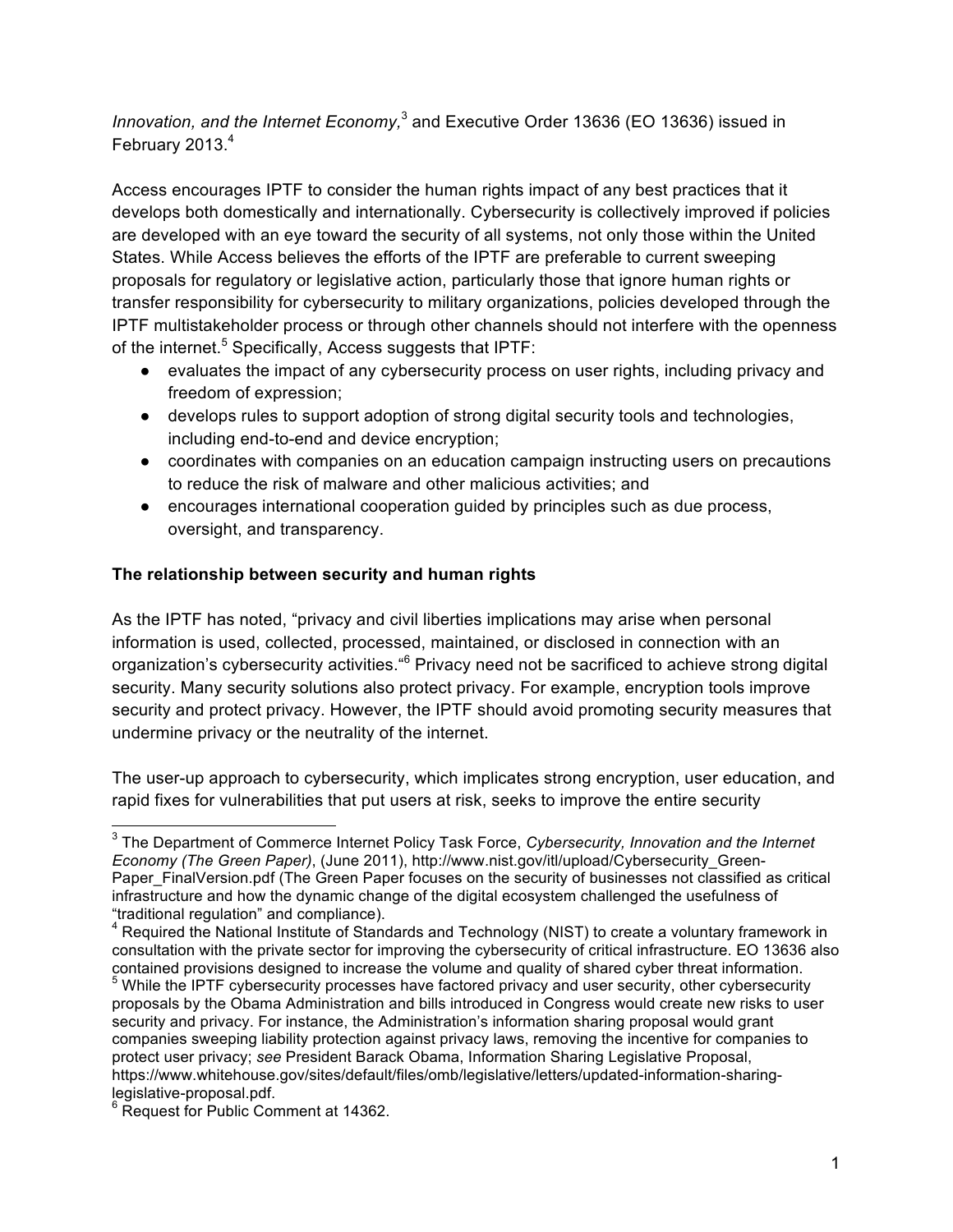*Innovation, and the Internet Economy,*[3] and Executive Order 13636 (EO 13636) issued in February 2013.[4]

Access encourages IPTF to consider the human rights impact of any best practices that it develops both domestically and internationally. Cybersecurity is collectively improved if policies are developed with an eye toward the security of all systems, not only those within the United States. While Access believes the efforts of the IPTF are preferable to current sweeping proposals for regulatory or legislative action, particularly those that ignore human rights or transfer responsibility for cybersecurity to military organizations, policies developed through the IPTF multistakeholder process or through other channels should not interfere with the openness of the internet.[5] Specifically, Access suggests that IPTF:

- evaluates the impact of any cybersecurity process on user rights, including privacy and freedom of expression;
- develops rules to support adoption of strong digital security tools and technologies, including end-to-end and device encryption;
- coordinates with companies on an education campaign instructing users on precautions to reduce the risk of malware and other malicious activities; and
- encourages international cooperation guided by principles such as due process, oversight, and transparency.

**The relationship between security and human rights**

As the IPTF has noted, "privacy and civil liberties implications may arise when personal information is used, collected, processed, maintained, or disclosed in connection with an organization's cybersecurity activities."[6] Privacy need not be sacrificed to achieve strong digital security. Many security solutions also protect privacy. For example, encryption tools improve security and protect privacy. However, the IPTF should avoid promoting security measures that undermine privacy or the neutrality of the internet.

The user-up approach to cybersecurity, which implicates strong encryption, user education, and rapid fixes for vulnerabilities that put users at risk, seeks to improve the entire security

---

[3] The Department of Commerce Internet Policy Task Force, *Cybersecurity, Innovation and the Internet Economy (The Green Paper)*, (June 2011), http://www.nist.gov/itl/upload/Cybersecurity_Green-Paper_FinalVersion.pdf (The Green Paper focuses on the security of businesses not classified as critical infrastructure and how the dynamic change of the digital ecosystem challenged the usefulness of "traditional regulation" and compliance).

[4] Required the National Institute of Standards and Technology (NIST) to create a voluntary framework in consultation with the private sector for improving the cybersecurity of critical infrastructure. EO 13636 also contained provisions designed to increase the volume and quality of shared cyber threat information.

[5] While the IPTF cybersecurity processes have factored privacy and user security, other cybersecurity proposals by the Obama Administration and bills introduced in Congress would create new risks to user security and privacy. For instance, the Administration's information sharing proposal would grant companies sweeping liability protection against privacy laws, removing the incentive for companies to protect user privacy; *see* President Barack Obama, Information Sharing Legislative Proposal, https://www.whitehouse.gov/sites/default/files/omb/legislative/letters/updated-information-sharing-legislative-proposal.pdf.

[6] Request for Public Comment at 14362.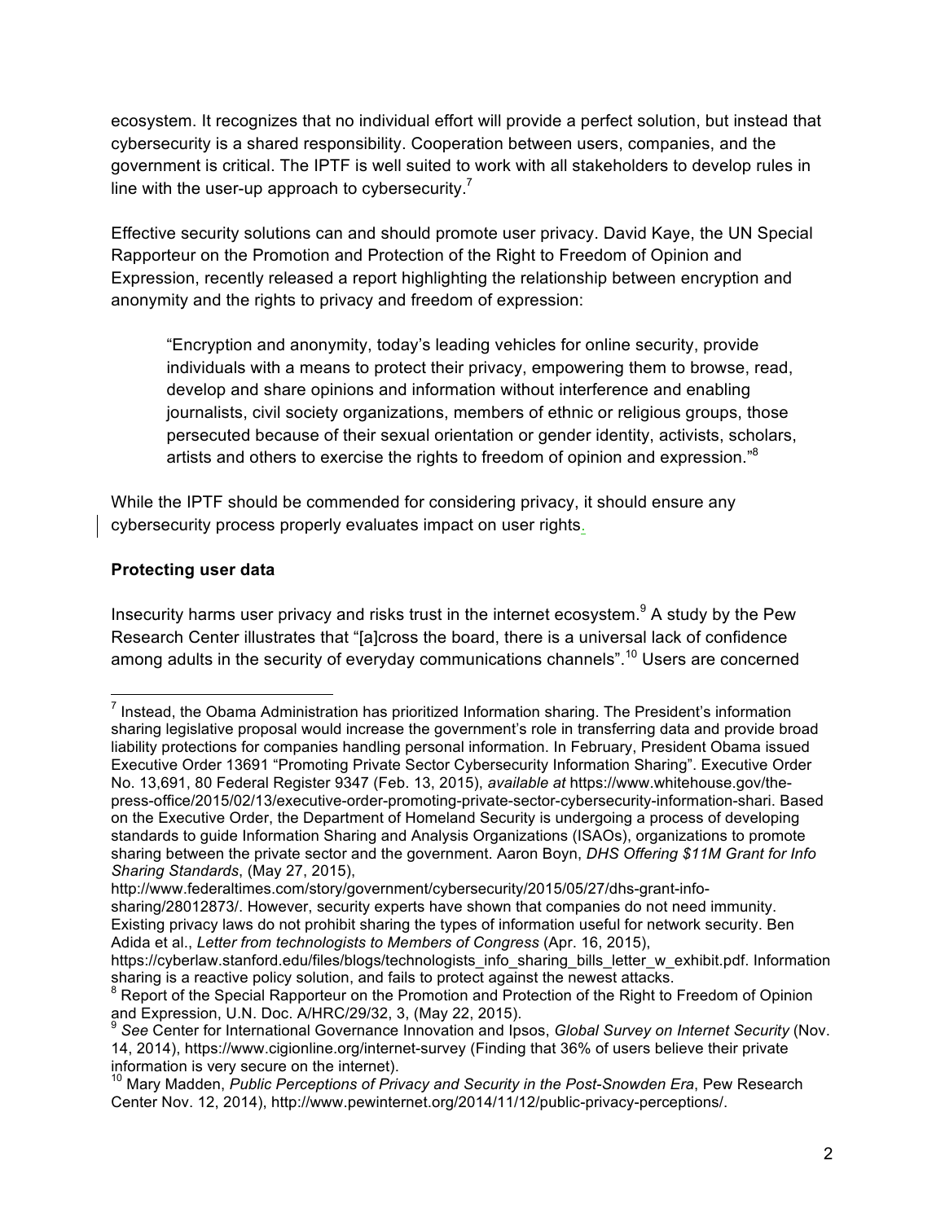ecosystem. It recognizes that no individual effort will provide a perfect solution, but instead that cybersecurity is a shared responsibility. Cooperation between users, companies, and the government is critical. The IPTF is well suited to work with all stakeholders to develop rules in line with the user-up approach to cybersecurity.[7]

Effective security solutions can and should promote user privacy. David Kaye, the UN Special Rapporteur on the Promotion and Protection of the Right to Freedom of Opinion and Expression, recently released a report highlighting the relationship between encryption and anonymity and the rights to privacy and freedom of expression:

> "Encryption and anonymity, today's leading vehicles for online security, provide individuals with a means to protect their privacy, empowering them to browse, read, develop and share opinions and information without interference and enabling journalists, civil society organizations, members of ethnic or religious groups, those persecuted because of their sexual orientation or gender identity, activists, scholars, artists and others to exercise the rights to freedom of opinion and expression."[8]

While the IPTF should be commended for considering privacy, it should ensure any cybersecurity process properly evaluates impact on user rights.

**Protecting user data**

Insecurity harms user privacy and risks trust in the internet ecosystem.[9] A study by the Pew Research Center illustrates that "[a]cross the board, there is a universal lack of confidence among adults in the security of everyday communications channels".[10] Users are concerned

---

[7] Instead, the Obama Administration has prioritized Information sharing. The President's information sharing legislative proposal would increase the government's role in transferring data and provide broad liability protections for companies handling personal information. In February, President Obama issued Executive Order 13691 "Promoting Private Sector Cybersecurity Information Sharing". Executive Order No. 13,691, 80 Federal Register 9347 (Feb. 13, 2015), *available at* https://www.whitehouse.gov/the-press-office/2015/02/13/executive-order-promoting-private-sector-cybersecurity-information-shari. Based on the Executive Order, the Department of Homeland Security is undergoing a process of developing standards to guide Information Sharing and Analysis Organizations (ISAOs), organizations to promote sharing between the private sector and the government. Aaron Boyn, *DHS Offering $11M Grant for Info Sharing Standards*, (May 27, 2015), http://www.federaltimes.com/story/government/cybersecurity/2015/05/27/dhs-grant-info-sharing/28012873/. However, security experts have shown that companies do not need immunity. Existing privacy laws do not prohibit sharing the types of information useful for network security. Ben Adida et al., *Letter from technologists to Members of Congress* (Apr. 16, 2015), https://cyberlaw.stanford.edu/files/blogs/technologists_info_sharing_bills_letter_w_exhibit.pdf. Information sharing is a reactive policy solution, and fails to protect against the newest attacks.

[8] Report of the Special Rapporteur on the Promotion and Protection of the Right to Freedom of Opinion and Expression, U.N. Doc. A/HRC/29/32, 3, (May 22, 2015).

[9] *See* Center for International Governance Innovation and Ipsos, *Global Survey on Internet Security* (Nov. 14, 2014), https://www.cigionline.org/internet-survey (Finding that 36% of users believe their private information is very secure on the internet).

[10] Mary Madden, *Public Perceptions of Privacy and Security in the Post-Snowden Era*, Pew Research Center Nov. 12, 2014), http://www.pewinternet.org/2014/11/12/public-privacy-perceptions/.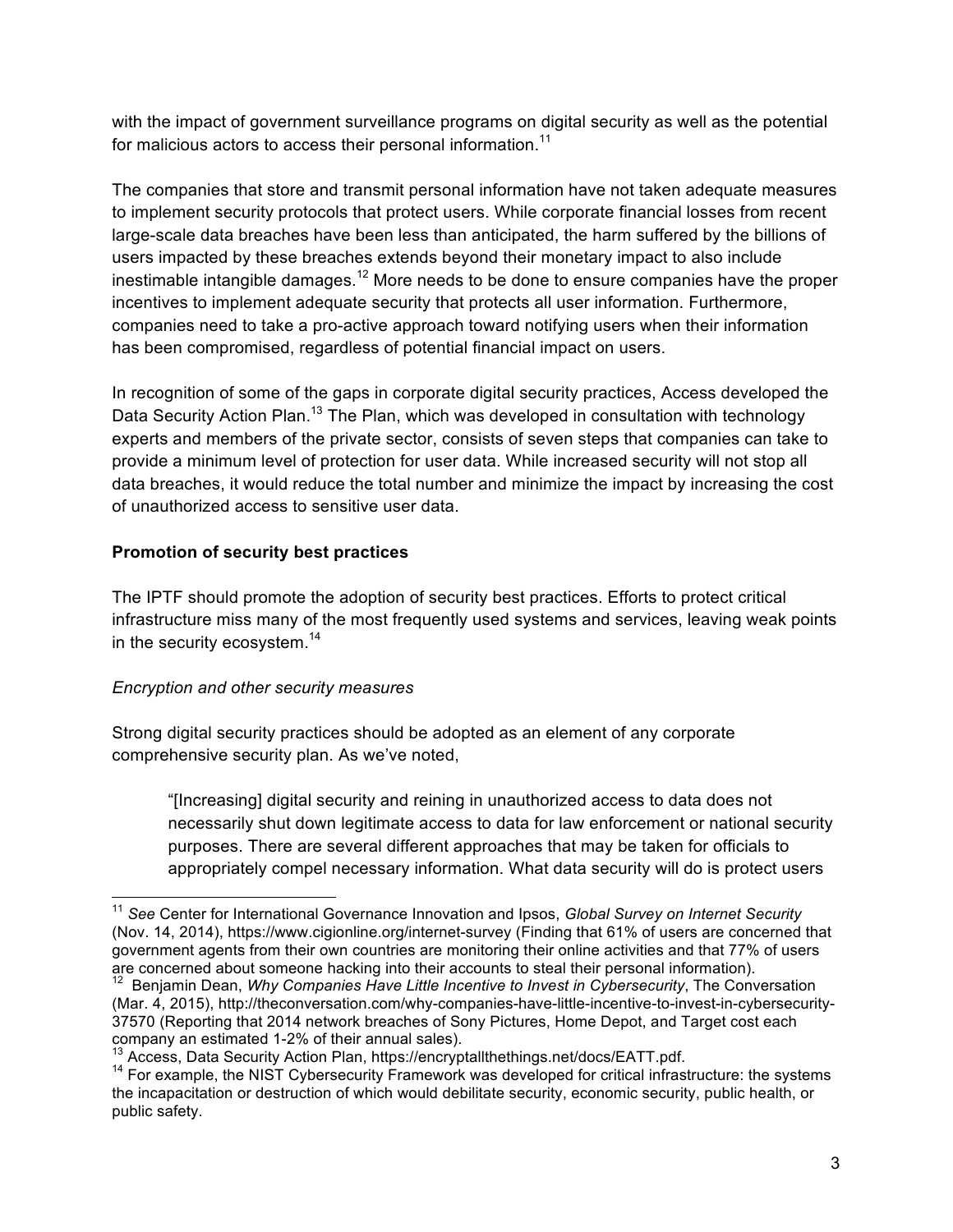with the impact of government surveillance programs on digital security as well as the potential for malicious actors to access their personal information.[11]

The companies that store and transmit personal information have not taken adequate measures to implement security protocols that protect users. While corporate financial losses from recent large-scale data breaches have been less than anticipated, the harm suffered by the billions of users impacted by these breaches extends beyond their monetary impact to also include inestimable intangible damages.[12] More needs to be done to ensure companies have the proper incentives to implement adequate security that protects all user information. Furthermore, companies need to take a pro-active approach toward notifying users when their information has been compromised, regardless of potential financial impact on users.

In recognition of some of the gaps in corporate digital security practices, Access developed the Data Security Action Plan.[13] The Plan, which was developed in consultation with technology experts and members of the private sector, consists of seven steps that companies can take to provide a minimum level of protection for user data. While increased security will not stop all data breaches, it would reduce the total number and minimize the impact by increasing the cost of unauthorized access to sensitive user data.

**Promotion of security best practices**

The IPTF should promote the adoption of security best practices. Efforts to protect critical infrastructure miss many of the most frequently used systems and services, leaving weak points in the security ecosystem.[14]

*Encryption and other security measures*

Strong digital security practices should be adopted as an element of any corporate comprehensive security plan. As we've noted,

> "[Increasing] digital security and reining in unauthorized access to data does not necessarily shut down legitimate access to data for law enforcement or national security purposes. There are several different approaches that may be taken for officials to appropriately compel necessary information. What data security will do is protect users

---

[11] *See* Center for International Governance Innovation and Ipsos, *Global Survey on Internet Security* (Nov. 14, 2014), https://www.cigionline.org/internet-survey (Finding that 61% of users are concerned that government agents from their own countries are monitoring their online activities and that 77% of users are concerned about someone hacking into their accounts to steal their personal information).

[12] Benjamin Dean, *Why Companies Have Little Incentive to Invest in Cybersecurity*, The Conversation (Mar. 4, 2015), http://theconversation.com/why-companies-have-little-incentive-to-invest-in-cybersecurity-37570 (Reporting that 2014 network breaches of Sony Pictures, Home Depot, and Target cost each company an estimated 1-2% of their annual sales).

[13] Access, Data Security Action Plan, https://encryptallthethings.net/docs/EATT.pdf.

[14] For example, the NIST Cybersecurity Framework was developed for critical infrastructure: the systems the incapacitation or destruction of which would debilitate security, economic security, public health, or public safety.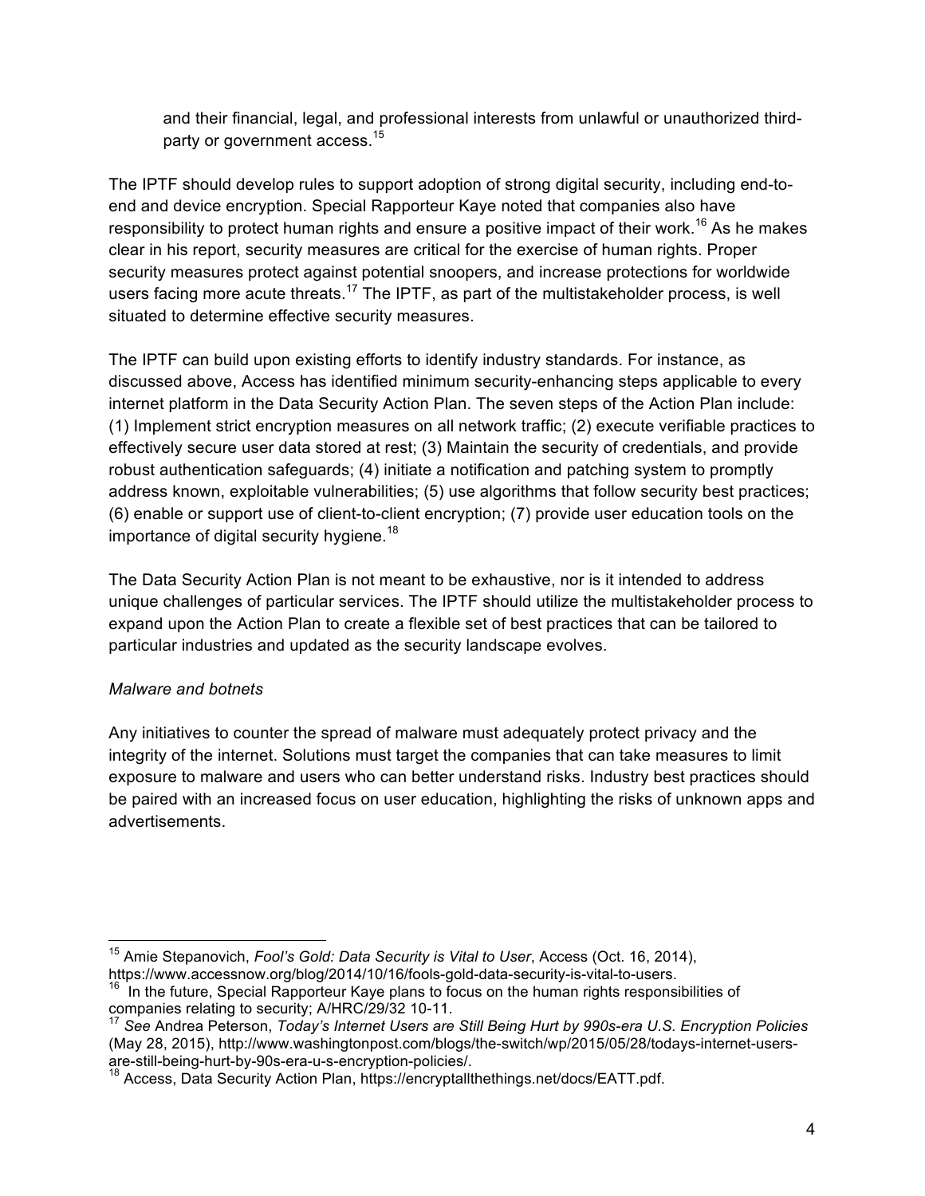and their financial, legal, and professional interests from unlawful or unauthorized third-party or government access.[15]

The IPTF should develop rules to support adoption of strong digital security, including end-to-end and device encryption. Special Rapporteur Kaye noted that companies also have responsibility to protect human rights and ensure a positive impact of their work.[16] As he makes clear in his report, security measures are critical for the exercise of human rights. Proper security measures protect against potential snoopers, and increase protections for worldwide users facing more acute threats.[17] The IPTF, as part of the multistakeholder process, is well situated to determine effective security measures.

The IPTF can build upon existing efforts to identify industry standards. For instance, as discussed above, Access has identified minimum security-enhancing steps applicable to every internet platform in the Data Security Action Plan. The seven steps of the Action Plan include: (1) Implement strict encryption measures on all network traffic; (2) execute verifiable practices to effectively secure user data stored at rest; (3) Maintain the security of credentials, and provide robust authentication safeguards; (4) initiate a notification and patching system to promptly address known, exploitable vulnerabilities; (5) use algorithms that follow security best practices; (6) enable or support use of client-to-client encryption; (7) provide user education tools on the importance of digital security hygiene.[18]

The Data Security Action Plan is not meant to be exhaustive, nor is it intended to address unique challenges of particular services. The IPTF should utilize the multistakeholder process to expand upon the Action Plan to create a flexible set of best practices that can be tailored to particular industries and updated as the security landscape evolves.

*Malware and botnets*

Any initiatives to counter the spread of malware must adequately protect privacy and the integrity of the internet. Solutions must target the companies that can take measures to limit exposure to malware and users who can better understand risks. Industry best practices should be paired with an increased focus on user education, highlighting the risks of unknown apps and advertisements.

---

[15] Amie Stepanovich, *Fool's Gold: Data Security is Vital to User*, Access (Oct. 16, 2014), https://www.accessnow.org/blog/2014/10/16/fools-gold-data-security-is-vital-to-users.

[16] In the future, Special Rapporteur Kaye plans to focus on the human rights responsibilities of companies relating to security; A/HRC/29/32 10-11.

[17] *See* Andrea Peterson, *Today's Internet Users are Still Being Hurt by 990s-era U.S. Encryption Policies* (May 28, 2015), http://www.washingtonpost.com/blogs/the-switch/wp/2015/05/28/todays-internet-users-are-still-being-hurt-by-90s-era-u-s-encryption-policies/.

[18] Access, Data Security Action Plan, https://encryptallthethings.net/docs/EATT.pdf.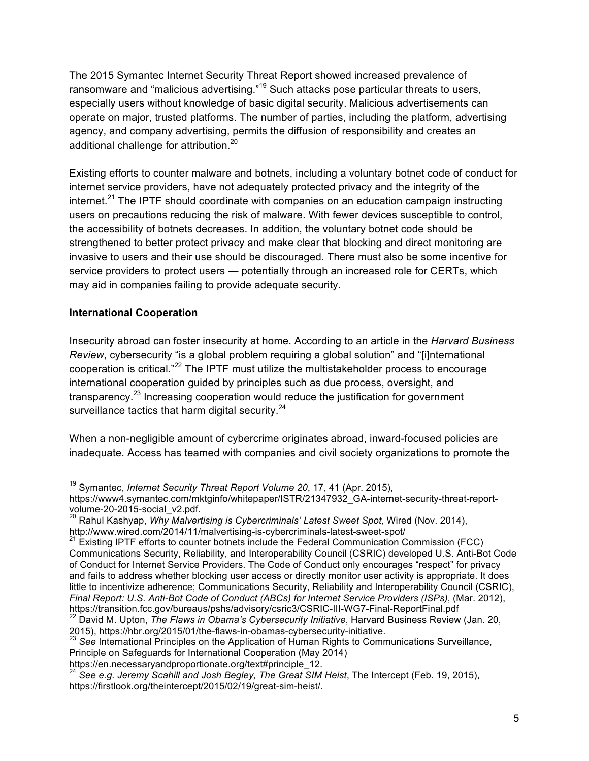The 2015 Symantec Internet Security Threat Report showed increased prevalence of ransomware and "malicious advertising."[19] Such attacks pose particular threats to users, especially users without knowledge of basic digital security. Malicious advertisements can operate on major, trusted platforms. The number of parties, including the platform, advertising agency, and company advertising, permits the diffusion of responsibility and creates an additional challenge for attribution.[20]

Existing efforts to counter malware and botnets, including a voluntary botnet code of conduct for internet service providers, have not adequately protected privacy and the integrity of the internet.[21] The IPTF should coordinate with companies on an education campaign instructing users on precautions reducing the risk of malware. With fewer devices susceptible to control, the accessibility of botnets decreases. In addition, the voluntary botnet code should be strengthened to better protect privacy and make clear that blocking and direct monitoring are invasive to users and their use should be discouraged. There must also be some incentive for service providers to protect users — potentially through an increased role for CERTs, which may aid in companies failing to provide adequate security.

**International Cooperation**

Insecurity abroad can foster insecurity at home. According to an article in the *Harvard Business Review*, cybersecurity "is a global problem requiring a global solution" and "[i]nternational cooperation is critical."[22] The IPTF must utilize the multistakeholder process to encourage international cooperation guided by principles such as due process, oversight, and transparency.[23] Increasing cooperation would reduce the justification for government surveillance tactics that harm digital security.[24]

When a non-negligible amount of cybercrime originates abroad, inward-focused policies are inadequate. Access has teamed with companies and civil society organizations to promote the

---

[19] Symantec, *Internet Security Threat Report Volume 20*, 17, 41 (Apr. 2015), https://www4.symantec.com/mktginfo/whitepaper/ISTR/21347932_GA-internet-security-threat-report-volume-20-2015-social_v2.pdf.

[20] Rahul Kashyap, *Why Malvertising is Cybercriminals' Latest Sweet Spot,* Wired (Nov. 2014), http://www.wired.com/2014/11/malvertising-is-cybercriminals-latest-sweet-spot/

[21] Existing IPTF efforts to counter botnets include the Federal Communication Commission (FCC) Communications Security, Reliability, and Interoperability Council (CSRIC) developed U.S. Anti-Bot Code of Conduct for Internet Service Providers. The Code of Conduct only encourages "respect" for privacy and fails to address whether blocking user access or directly monitor user activity is appropriate. It does little to incentivize adherence; Communications Security, Reliability and Interoperability Council (CSRIC), *Final Report: U.S. Anti-Bot Code of Conduct (ABCs) for Internet Service Providers (ISPs)*, (Mar. 2012), https://transition.fcc.gov/bureaus/pshs/advisory/csric3/CSRIC-III-WG7-Final-ReportFinal.pdf

[22] David M. Upton, *The Flaws in Obama's Cybersecurity Initiative*, Harvard Business Review (Jan. 20, 2015), https://hbr.org/2015/01/the-flaws-in-obamas-cybersecurity-initiative.

[23] *See* International Principles on the Application of Human Rights to Communications Surveillance, Principle on Safeguards for International Cooperation (May 2014) https://en.necessaryandproportionate.org/text#principle_12.

[24] *See e.g. Jeremy Scahill and Josh Begley, The Great SIM Heist*, The Intercept (Feb. 19, 2015), https://firstlook.org/theintercept/2015/02/19/great-sim-heist/.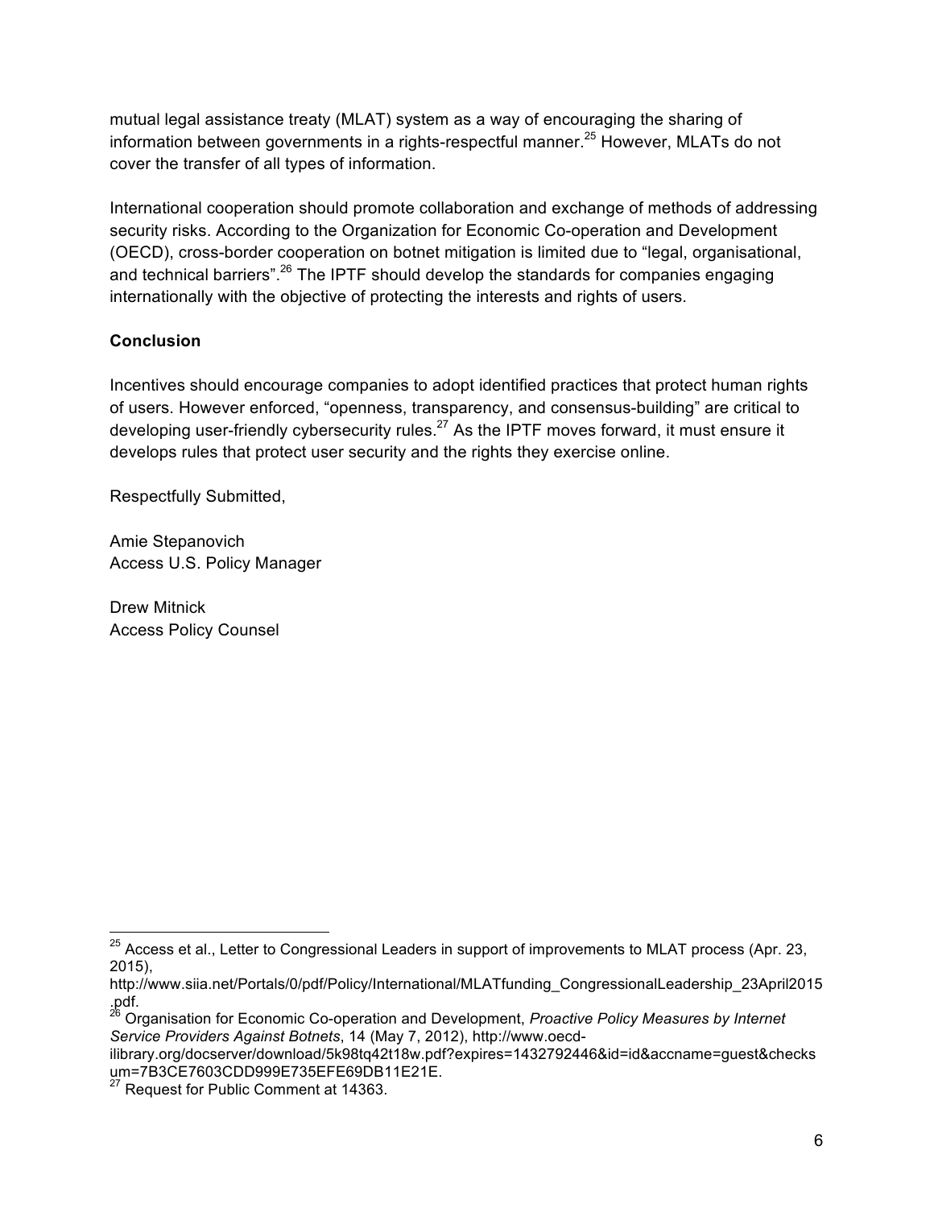mutual legal assistance treaty (MLAT) system as a way of encouraging the sharing of information between governments in a rights-respectful manner.[25] However, MLATs do not cover the transfer of all types of information.

International cooperation should promote collaboration and exchange of methods of addressing security risks. According to the Organization for Economic Co-operation and Development (OECD), cross-border cooperation on botnet mitigation is limited due to "legal, organisational, and technical barriers".[26] The IPTF should develop the standards for companies engaging internationally with the objective of protecting the interests and rights of users.

**Conclusion**

Incentives should encourage companies to adopt identified practices that protect human rights of users. However enforced, "openness, transparency, and consensus-building" are critical to developing user-friendly cybersecurity rules.[27] As the IPTF moves forward, it must ensure it develops rules that protect user security and the rights they exercise online.

Respectfully Submitted,

Amie Stepanovich
Access U.S. Policy Manager

Drew Mitnick
Access Policy Counsel

---

[25] Access et al., Letter to Congressional Leaders in support of improvements to MLAT process (Apr. 23, 2015), http://www.siia.net/Portals/0/pdf/Policy/International/MLATfunding_CongressionalLeadership_23April2015.pdf.

[26] Organisation for Economic Co-operation and Development, *Proactive Policy Measures by Internet Service Providers Against Botnets*, 14 (May 7, 2012), http://www.oecd-ilibrary.org/docserver/download/5k98tq42t18w.pdf?expires=1432792446&id=id&accname=guest&checksum=7B3CE7603CDD999E735EFE69DB11E21E.

[27] Request for Public Comment at 14363.